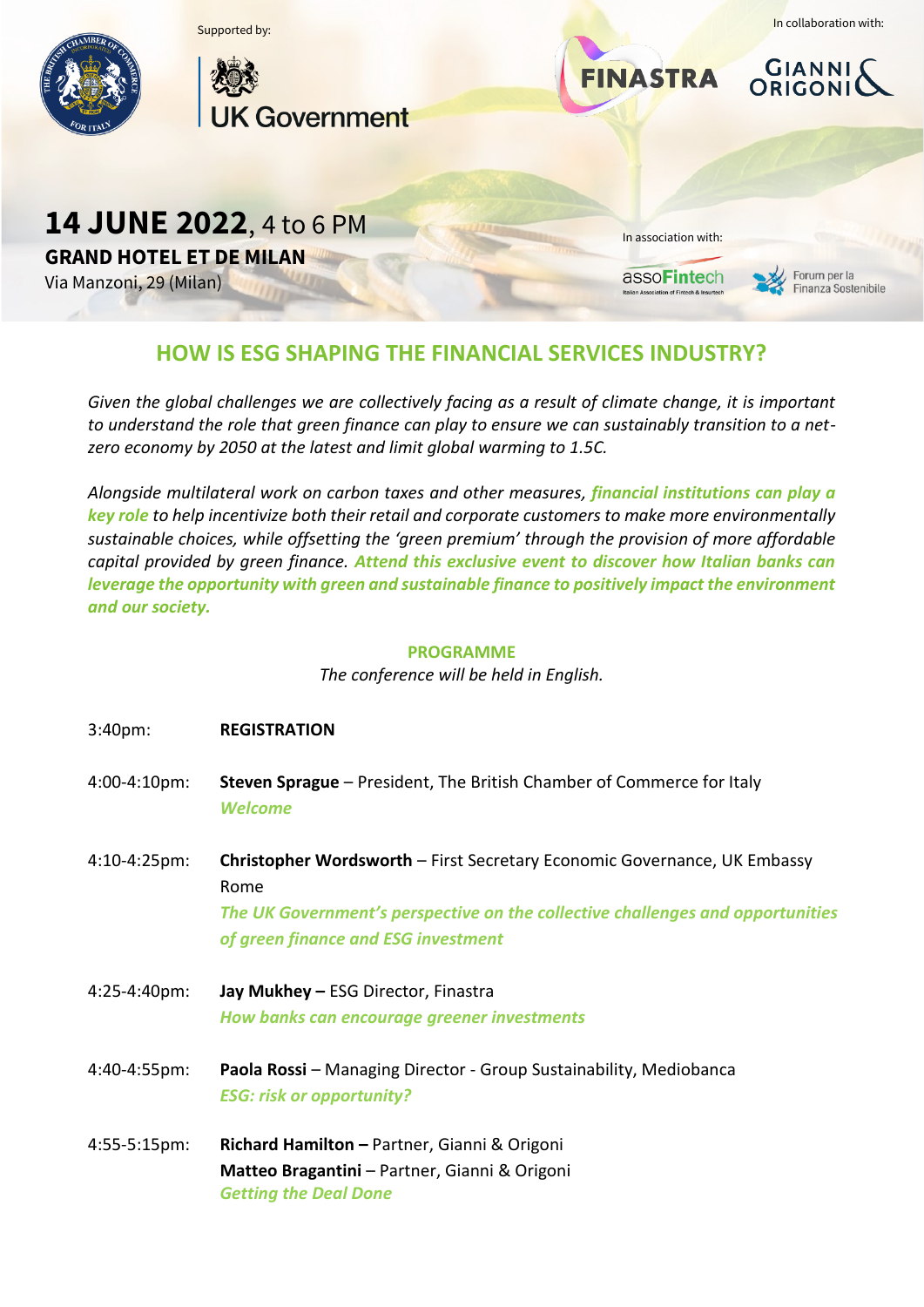Supported by:

UK Government

In collaboration with:

FINASTRA

GIANNI & ORIGONI

**14 JUNE 2022**, 4 to 6 PM

**GRAND HOTEL ET DE MILAN**

Via Manzoni, 29 (Milan)

In association with:

assoFintech

Forum per la Finanza Sostenibile

## HOW IS ESG SHAPING THE FINANCIAL SERVICES INDUSTRY?

*Given the global challenges we are collectively facing as a result of climate change, it is important to understand the role that green finance can play to ensure we can sustainably transition to a net-zero economy by 2050 at the latest and limit global warming to 1.5C.*

*Alongside multilateral work on carbon taxes and other measures, **financial institutions can play a key role** to help incentivize both their retail and corporate customers to make more environmentally sustainable choices, while offsetting the 'green premium' through the provision of more affordable capital provided by green finance. **Attend this exclusive event to discover how Italian banks can leverage the opportunity with green and sustainable finance to positively impact the environment and our society.***

### PROGRAMME

*The conference will be held in English.*

3:40pm: **REGISTRATION**

4:00-4:10pm: **Steven Sprague** – President, The British Chamber of Commerce for Italy
***Welcome***

4:10-4:25pm: **Christopher Wordsworth** – First Secretary Economic Governance, UK Embassy Rome
***The UK Government's perspective on the collective challenges and opportunities of green finance and ESG investment***

4:25-4:40pm: **Jay Mukhey –** ESG Director, Finastra
***How banks can encourage greener investments***

4:40-4:55pm: **Paola Rossi** – Managing Director - Group Sustainability, Mediobanca
***ESG: risk or opportunity?***

4:55-5:15pm: **Richard Hamilton –** Partner, Gianni & Origoni
**Matteo Bragantini** – Partner, Gianni & Origoni
***Getting the Deal Done***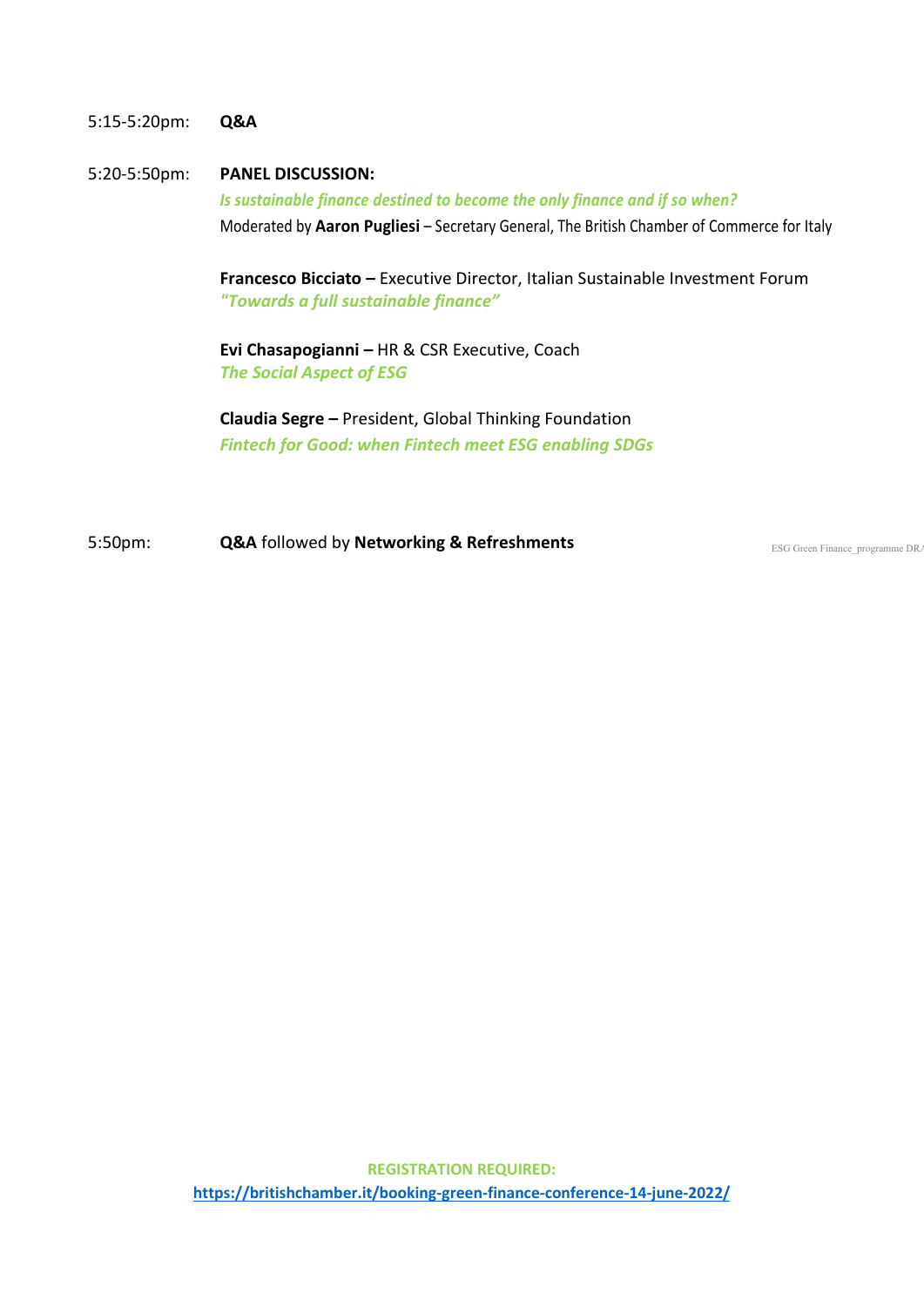5:15-5:20pm: **Q&A**

5:20-5:50pm: **PANEL DISCUSSION:**

*Is sustainable finance destined to become the only finance and if so when?*

Moderated by **Aaron Pugliesi** – Secretary General, The British Chamber of Commerce for Italy

**Francesco Bicciato –** Executive Director, Italian Sustainable Investment Forum
*"Towards a full sustainable finance"*

**Evi Chasapogianni –** HR & CSR Executive, Coach
*The Social Aspect of ESG*

**Claudia Segre –** President, Global Thinking Foundation
*Fintech for Good: when Fintech meet ESG enabling SDGs*

5:50pm: **Q&A** followed by **Networking & Refreshments**

**REGISTRATION REQUIRED:**
**https://britishchamber.it/booking-green-finance-conference-14-june-2022/**